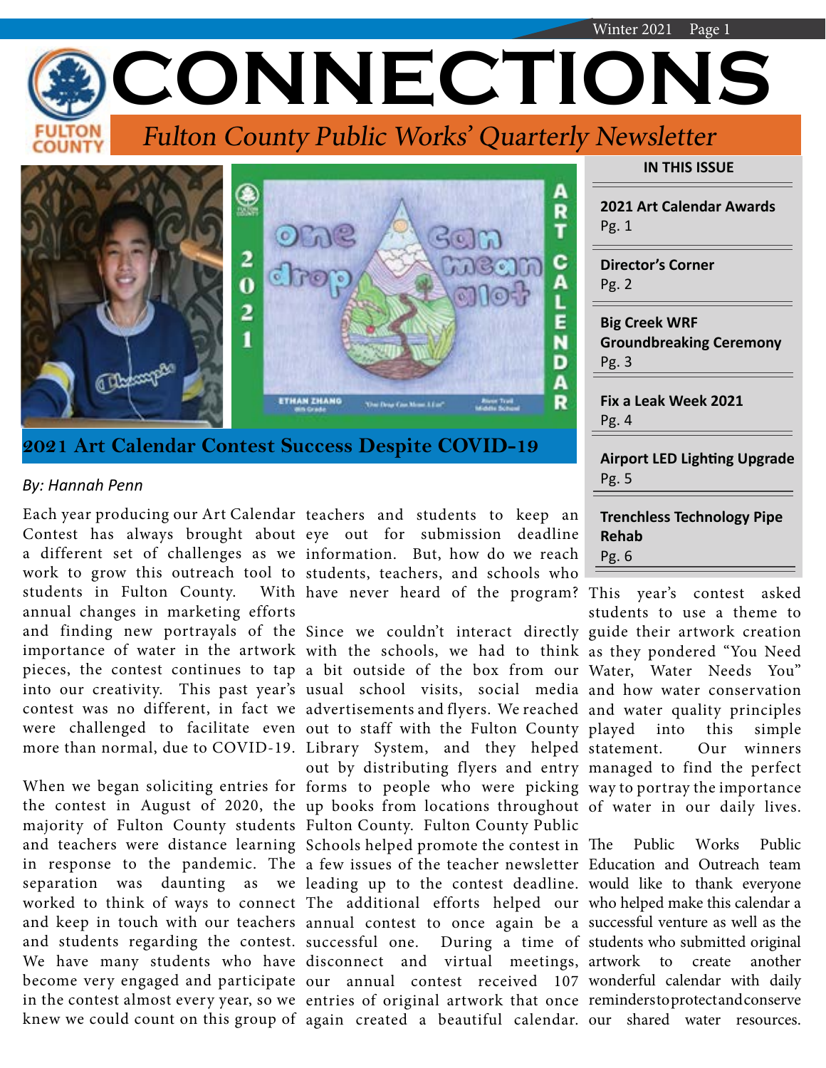# CONNECTIONS

*Fulton County Public Works' Quarterly Newsletter*

**IN THIS ISSUE**

- **2021 Art Calendar Awards** Pg. 1
- **Director's Corner** Pg. 2
- **Big Creek WRF Groundbreaking Ceremony** Pg. 3
- **Fix a Leak Week 2021** Pg. 4
- **Airport LED Lighting Upgrade** Pg. 5
- **Trenchless Technology Pipe Rehab** Pg. 6

## 2021 Art Calendar Contest Success Despite COVID-19

*By: Hannah Penn*

Each year producing our Art Calendar Contest has always brought about a different set of challenges as we work to grow this outreach tool to students in Fulton County. With annual changes in marketing efforts and finding new portrayals of the importance of water in the artwork pieces, the contest continues to tap into our creativity. This past year's contest was no different, in fact we were challenged to facilitate even more than normal, due to COVID-19.

When we began soliciting entries for the contest in August of 2020, the majority of Fulton County students and teachers were distance learning in response to the pandemic. The separation was daunting as we worked to think of ways to connect and keep in touch with our teachers and students regarding the contest. We have many students who have become very engaged and participate in the contest almost every year, so we knew we could count on this group of teachers and students to keep an eye out for submission deadline information. But, how do we reach students, teachers, and schools who have never heard of the program?

Since we couldn't interact directly with the schools, we had to think a bit outside of the box from our usual school visits, social media advertisements and flyers. We reached out to staff with the Fulton County Library System, and they helped out by distributing flyers and entry forms to people who were picking up books from locations throughout Fulton County. Fulton County Public Schools helped promote the contest in a few issues of the teacher newsletter leading up to the contest deadline. The additional efforts helped our annual contest to once again be a successful one. During a time of disconnect and virtual meetings, our annual contest received 107 entries of original artwork that once again created a beautiful calendar.

This year's contest asked students to use a theme to guide their artwork creation as they pondered "You Need Water, Water Needs You" and how water conservation and water quality principles played into this simple statement. Our winners managed to find the perfect way to portray the importance of water in our daily lives.

The Public Works Public Education and Outreach team would like to thank everyone who helped make this calendar a successful venture as well as the students who submitted original artwork to create another wonderful calendar with daily reminders to protect and conserve our shared water resources.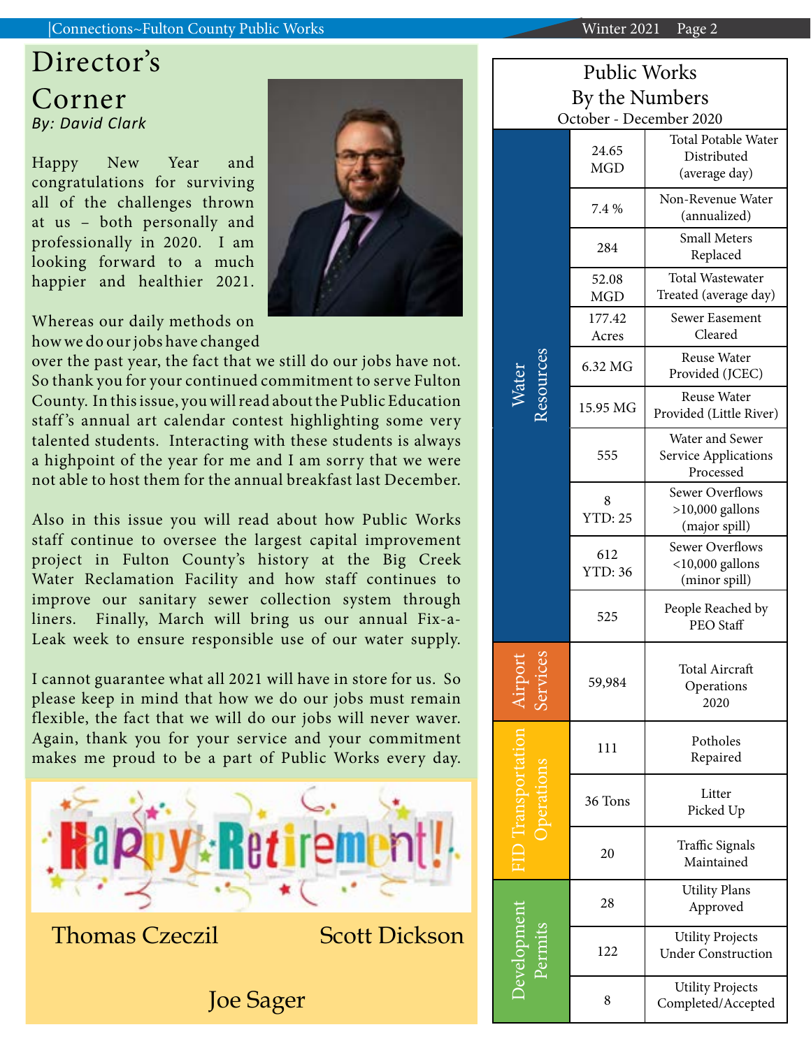# Director's Corner

*By: David Clark*

Happy New Year and congratulations for surviving all of the challenges thrown at us – both personally and professionally in 2020. I am looking forward to a much happier and healthier 2021.

Whereas our daily methods on how we do our jobs have changed over the past year, the fact that we still do our jobs have not. So thank you for your continued commitment to serve Fulton County. In this issue, you will read about the Public Education staff's annual art calendar contest highlighting some very talented students. Interacting with these students is always a highpoint of the year for me and I am sorry that we were not able to host them for the annual breakfast last December.

Also in this issue you will read about how Public Works staff continue to oversee the largest capital improvement project in Fulton County's history at the Big Creek Water Reclamation Facility and how staff continues to improve our sanitary sewer collection system through liners. Finally, March will bring us our annual Fix-a-Leak week to ensure responsible use of our water supply.

I cannot guarantee what all 2021 will have in store for us. So please keep in mind that how we do our jobs must remain flexible, the fact that we will do our jobs will never waver. Again, thank you for your service and your commitment makes me proud to be a part of Public Works every day.

## Happy Retirement!

Thomas Czeczil

Scott Dickson

Joe Sager

## Public Works By the Numbers

October - December 2020

| Division | Value | Measure |
|---|---|---|
| Water Resources | 24.65 MGD | Total Potable Water Distributed (average day) |
| | 7.4 % | Non-Revenue Water (annualized) |
| | 284 | Small Meters Replaced |
| | 52.08 MGD | Total Wastewater Treated (average day) |
| | 177.42 Acres | Sewer Easement Cleared |
| | 6.32 MG | Reuse Water Provided (JCEC) |
| | 15.95 MG | Reuse Water Provided (Little River) |
| | 555 | Water and Sewer Service Applications Processed |
| | 8 YTD: 25 | Sewer Overflows >10,000 gallons (major spill) |
| | 612 YTD: 36 | Sewer Overflows <10,000 gallons (minor spill) |
| | 525 | People Reached by PEO Staff |
| Airport Services | 59,984 | Total Aircraft Operations 2020 |
| FID Transportation Operations | 111 | Potholes Repaired |
| | 36 Tons | Litter Picked Up |
| | 20 | Traffic Signals Maintained |
| Development Permits | 28 | Utility Plans Approved |
| | 122 | Utility Projects Under Construction |
| | 8 | Utility Projects Completed/Accepted |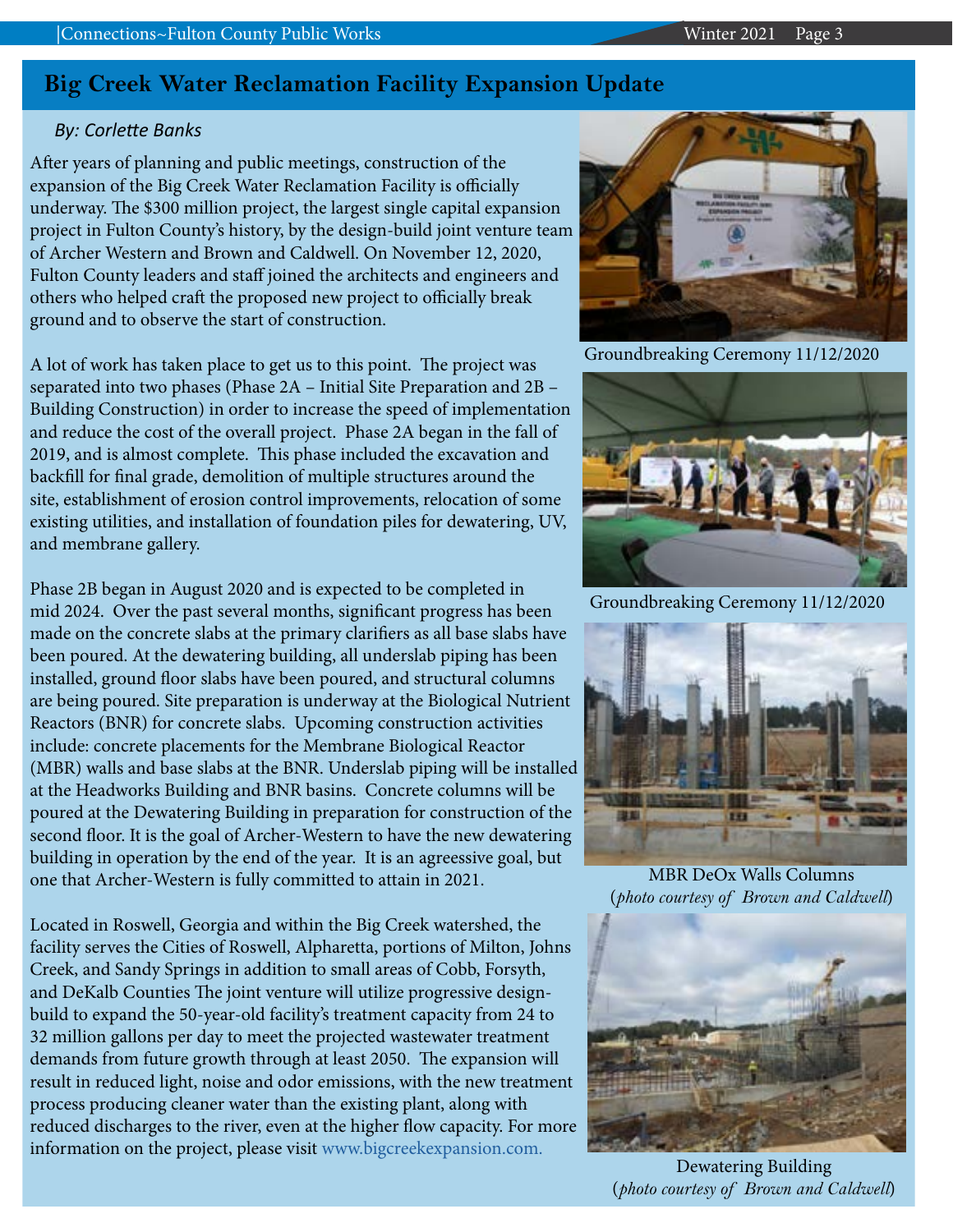## Big Creek Water Reclamation Facility Expansion Update

*By: Corlette Banks*

After years of planning and public meetings, construction of the expansion of the Big Creek Water Reclamation Facility is officially underway. The $300 million project, the largest single capital expansion project in Fulton County's history, by the design-build joint venture team of Archer Western and Brown and Caldwell. On November 12, 2020, Fulton County leaders and staff joined the architects and engineers and others who helped craft the proposed new project to officially break ground and to observe the start of construction.

A lot of work has taken place to get us to this point. The project was separated into two phases (Phase 2A – Initial Site Preparation and 2B – Building Construction) in order to increase the speed of implementation and reduce the cost of the overall project. Phase 2A began in the fall of 2019, and is almost complete. This phase included the excavation and backfill for final grade, demolition of multiple structures around the site, establishment of erosion control improvements, relocation of some existing utilities, and installation of foundation piles for dewatering, UV, and membrane gallery.

Phase 2B began in August 2020 and is expected to be completed in mid 2024. Over the past several months, significant progress has been made on the concrete slabs at the primary clarifiers as all base slabs have been poured. At the dewatering building, all underslab piping has been installed, ground floor slabs have been poured, and structural columns are being poured. Site preparation is underway at the Biological Nutrient Reactors (BNR) for concrete slabs. Upcoming construction activities include: concrete placements for the Membrane Biological Reactor (MBR) walls and base slabs at the BNR. Underslab piping will be installed at the Headworks Building and BNR basins. Concrete columns will be poured at the Dewatering Building in preparation for construction of the second floor. It is the goal of Archer-Western to have the new dewatering building in operation by the end of the year. It is an agreessive goal, but one that Archer-Western is fully committed to attain in 2021.

Located in Roswell, Georgia and within the Big Creek watershed, the facility serves the Cities of Roswell, Alpharetta, portions of Milton, Johns Creek, and Sandy Springs in addition to small areas of Cobb, Forsyth, and DeKalb Counties The joint venture will utilize progressive design-build to expand the 50-year-old facility's treatment capacity from 24 to 32 million gallons per day to meet the projected wastewater treatment demands from future growth through at least 2050. The expansion will result in reduced light, noise and odor emissions, with the new treatment process producing cleaner water than the existing plant, along with reduced discharges to the river, even at the higher flow capacity. For more information on the project, please visit www.bigcreekexpansion.com.

Groundbreaking Ceremony 11/12/2020

Groundbreaking Ceremony 11/12/2020

MBR DeOx Walls Columns
(*photo courtesy of Brown and Caldwell*)

Dewatering Building
(*photo courtesy of Brown and Caldwell*)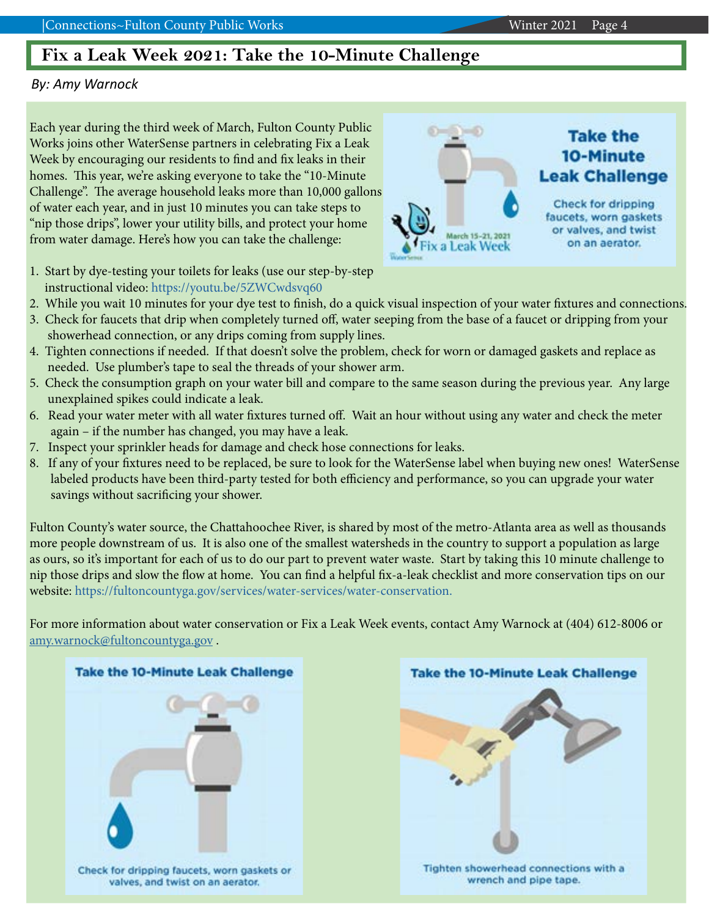# Fix a Leak Week 2021: Take the 10-Minute Challenge

*By: Amy Warnock*

Each year during the third week of March, Fulton County Public Works joins other WaterSense partners in celebrating Fix a Leak Week by encouraging our residents to find and fix leaks in their homes. This year, we're asking everyone to take the "10-Minute Challenge". The average household leaks more than 10,000 gallons of water each year, and in just 10 minutes you can take steps to "nip those drips", lower your utility bills, and protect your home from water damage. Here's how you can take the challenge:

1. Start by dye-testing your toilets for leaks (use our step-by-step instructional video: https://youtu.be/5ZWCwdsvq60
2. While you wait 10 minutes for your dye test to finish, do a quick visual inspection of your water fixtures and connections.
3. Check for faucets that drip when completely turned off, water seeping from the base of a faucet or dripping from your showerhead connection, or any drips coming from supply lines.
4. Tighten connections if needed. If that doesn't solve the problem, check for worn or damaged gaskets and replace as needed. Use plumber's tape to seal the threads of your shower arm.
5. Check the consumption graph on your water bill and compare to the same season during the previous year. Any large unexplained spikes could indicate a leak.
6. Read your water meter with all water fixtures turned off. Wait an hour without using any water and check the meter again – if the number has changed, you may have a leak.
7. Inspect your sprinkler heads for damage and check hose connections for leaks.
8. If any of your fixtures need to be replaced, be sure to look for the WaterSense label when buying new ones! WaterSense labeled products have been third-party tested for both efficiency and performance, so you can upgrade your water savings without sacrificing your shower.

Fulton County's water source, the Chattahoochee River, is shared by most of the metro-Atlanta area as well as thousands more people downstream of us. It is also one of the smallest watersheds in the country to support a population as large as ours, so it's important for each of us to do our part to prevent water waste. Start by taking this 10 minute challenge to nip those drips and slow the flow at home. You can find a helpful fix-a-leak checklist and more conservation tips on our website: https://fultoncountyga.gov/services/water-services/water-conservation.

For more information about water conservation or Fix a Leak Week events, contact Amy Warnock at (404) 612-8006 or amy.warnock@fultoncountyga.gov .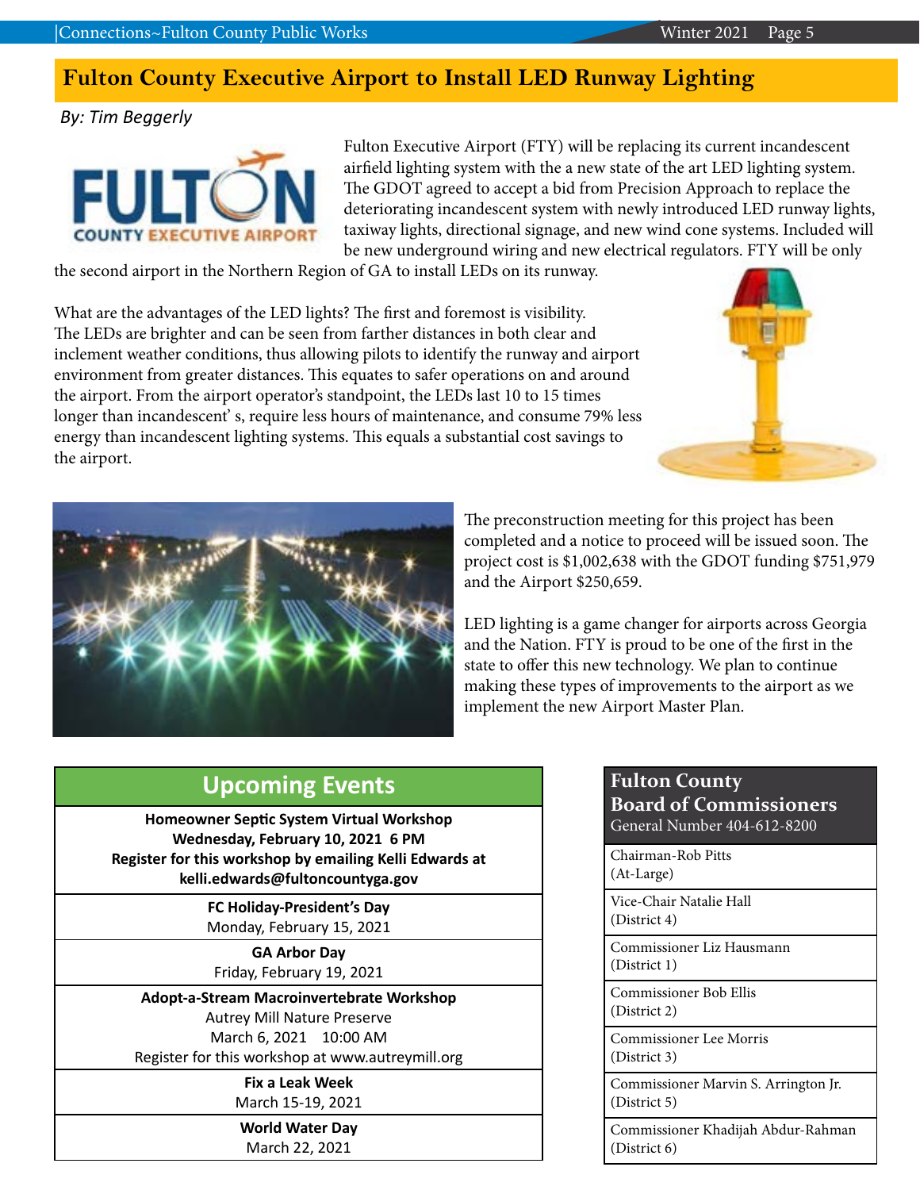# Fulton County Executive Airport to Install LED Runway Lighting

*By: Tim Beggerly*

Fulton Executive Airport (FTY) will be replacing its current incandescent airfield lighting system with the a new state of the art LED lighting system. The GDOT agreed to accept a bid from Precision Approach to replace the deteriorating incandescent system with newly introduced LED runway lights, taxiway lights, directional signage, and new wind cone systems. Included will be new underground wiring and new electrical regulators. FTY will be only the second airport in the Northern Region of GA to install LEDs on its runway.

What are the advantages of the LED lights? The first and foremost is visibility. The LEDs are brighter and can be seen from farther distances in both clear and inclement weather conditions, thus allowing pilots to identify the runway and airport environment from greater distances. This equates to safer operations on and around the airport. From the airport operator's standpoint, the LEDs last 10 to 15 times longer than incandescent' s, require less hours of maintenance, and consume 79% less energy than incandescent lighting systems. This equals a substantial cost savings to the airport.

The preconstruction meeting for this project has been completed and a notice to proceed will be issued soon. The project cost is $1,002,638 with the GDOT funding $751,979 and the Airport $250,659.

LED lighting is a game changer for airports across Georgia and the Nation. FTY is proud to be one of the first in the state to offer this new technology. We plan to continue making these types of improvements to the airport as we implement the new Airport Master Plan.

## Upcoming Events

| Upcoming Events |
|---|
| **Homeowner Septic System Virtual Workshop**<br>**Wednesday, February 10, 2021 6 PM**<br>**Register for this workshop by emailing Kelli Edwards at kelli.edwards@fultoncountyga.gov** |
| **FC Holiday-President's Day**<br>Monday, February 15, 2021 |
| **GA Arbor Day**<br>Friday, February 19, 2021 |
| **Adopt-a-Stream Macroinvertebrate Workshop**<br>Autrey Mill Nature Preserve<br>March 6, 2021 10:00 AM<br>Register for this workshop at www.autreymill.org |
| **Fix a Leak Week**<br>March 15-19, 2021 |
| **World Water Day**<br>March 22, 2021 |

## Fulton County Board of Commissioners

General Number 404-612-8200

| Fulton County Board of Commissioners |
|---|
| Chairman-Rob Pitts<br>(At-Large) |
| Vice-Chair Natalie Hall<br>(District 4) |
| Commissioner Liz Hausmann<br>(District 1) |
| Commissioner Bob Ellis<br>(District 2) |
| Commissioner Lee Morris<br>(District 3) |
| Commissioner Marvin S. Arrington Jr.<br>(District 5) |
| Commissioner Khadijah Abdur-Rahman<br>(District 6) |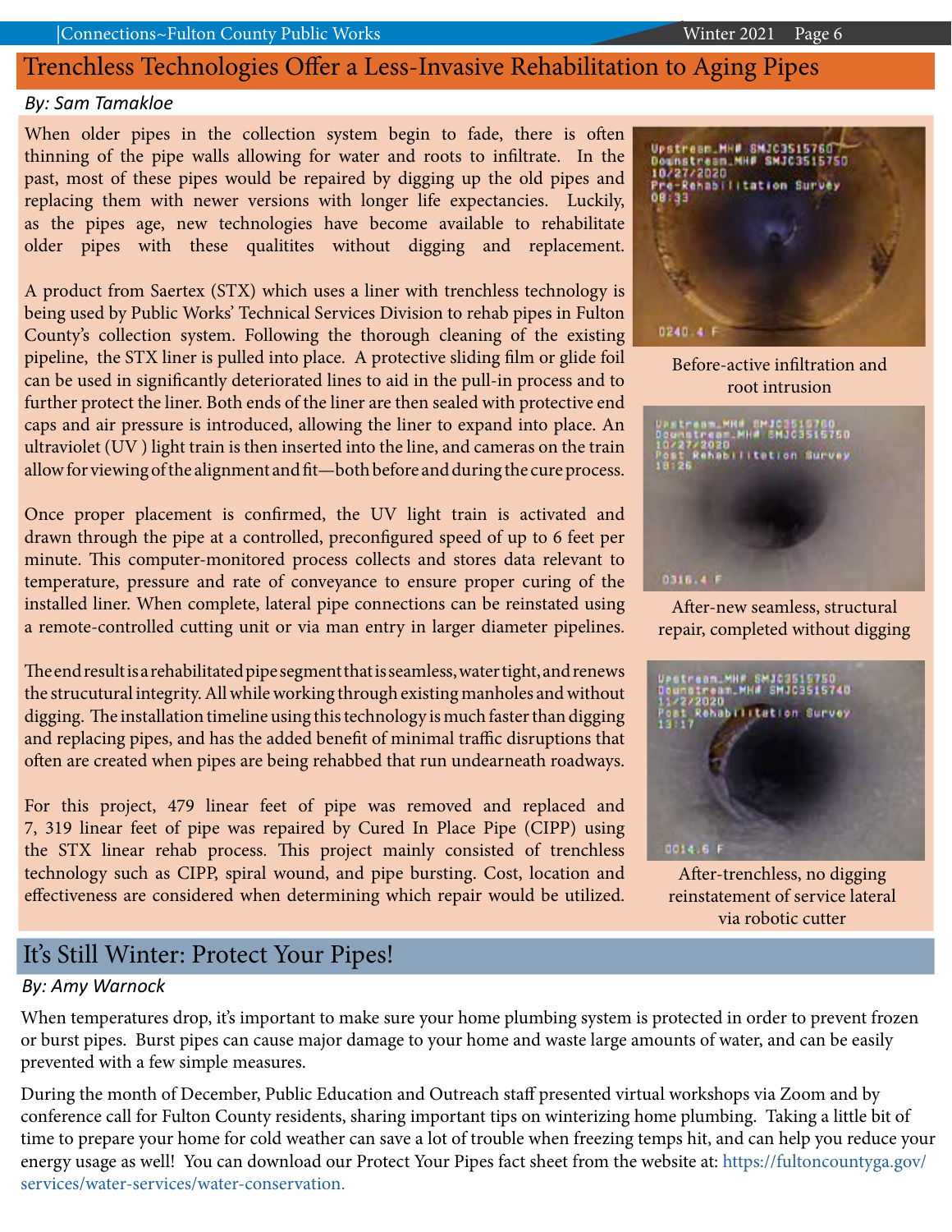# Trenchless Technologies Offer a Less-Invasive Rehabilitation to Aging Pipes

*By: Sam Tamakloe*

When older pipes in the collection system begin to fade, there is often thinning of the pipe walls allowing for water and roots to infiltrate. In the past, most of these pipes would be repaired by digging up the old pipes and replacing them with newer versions with longer life expectancies. Luckily, as the pipes age, new technologies have become available to rehabilitate older pipes with these qualitites without digging and replacement.

A product from Saertex (STX) which uses a liner with trenchless technology is being used by Public Works' Technical Services Division to rehab pipes in Fulton County's collection system. Following the thorough cleaning of the existing pipeline, the STX liner is pulled into place. A protective sliding film or glide foil can be used in significantly deteriorated lines to aid in the pull-in process and to further protect the liner. Both ends of the liner are then sealed with protective end caps and air pressure is introduced, allowing the liner to expand into place. An ultraviolet (UV ) light train is then inserted into the line, and cameras on the train allow for viewing of the alignment and fit—both before and during the cure process.

Once proper placement is confirmed, the UV light train is activated and drawn through the pipe at a controlled, preconfigured speed of up to 6 feet per minute. This computer-monitored process collects and stores data relevant to temperature, pressure and rate of conveyance to ensure proper curing of the installed liner. When complete, lateral pipe connections can be reinstated using a remote-controlled cutting unit or via man entry in larger diameter pipelines.

The end result is a rehabilitated pipe segment that is seamless, water tight, and renews the strucutural integrity. All while working through existing manholes and without digging. The installation timeline using this technology is much faster than digging and replacing pipes, and has the added benefit of minimal traffic disruptions that often are created when pipes are being rehabbed that run undearneath roadways.

For this project, 479 linear feet of pipe was removed and replaced and 7, 319 linear feet of pipe was repaired by Cured In Place Pipe (CIPP) using the STX linear rehab process. This project mainly consisted of trenchless technology such as CIPP, spiral wound, and pipe bursting. Cost, location and effectiveness are considered when determining which repair would be utilized.

Before-active infiltration and root intrusion

After-new seamless, structural repair, completed without digging

After-trenchless, no digging reinstatement of service lateral via robotic cutter

# It's Still Winter: Protect Your Pipes!

*By: Amy Warnock*

When temperatures drop, it's important to make sure your home plumbing system is protected in order to prevent frozen or burst pipes. Burst pipes can cause major damage to your home and waste large amounts of water, and can be easily prevented with a few simple measures.

During the month of December, Public Education and Outreach staff presented virtual workshops via Zoom and by conference call for Fulton County residents, sharing important tips on winterizing home plumbing. Taking a little bit of time to prepare your home for cold weather can save a lot of trouble when freezing temps hit, and can help you reduce your energy usage as well! You can download our Protect Your Pipes fact sheet from the website at: https://fultoncountyga.gov/services/water-services/water-conservation.